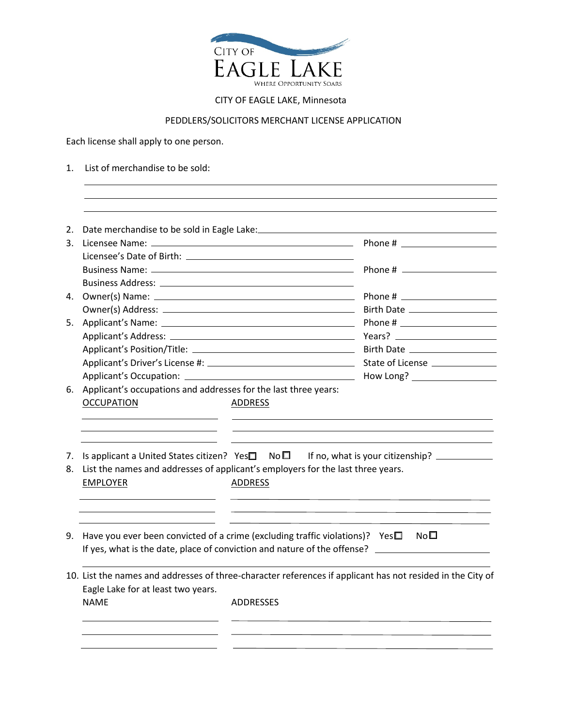CITY OF
EAGLE LAKE
WHERE OPPORTUNITY SOARS

CITY OF EAGLE LAKE, Minnesota

PEDDLERS/SOLICITORS MERCHANT LICENSE APPLICATION

Each license shall apply to one person.

1. List of merchandise to be sold: \_\_\_\_\_\_\_\_\_\_\_\_\_\_\_\_\_\_\_\_\_\_\_\_\_\_\_\_\_\_\_\_\_\_\_\_\_\_\_\_

   \_\_\_\_\_\_\_\_\_\_\_\_\_\_\_\_\_\_\_\_\_\_\_\_\_\_\_\_\_\_\_\_\_\_\_\_\_\_\_\_\_\_\_\_\_\_\_\_\_\_\_\_\_\_\_\_\_\_\_\_

   \_\_\_\_\_\_\_\_\_\_\_\_\_\_\_\_\_\_\_\_\_\_\_\_\_\_\_\_\_\_\_\_\_\_\_\_\_\_\_\_\_\_\_\_\_\_\_\_\_\_\_\_\_\_\_\_\_\_\_\_

2. Date merchandise to be sold in Eagle Lake: \_\_\_\_\_\_\_\_\_\_\_\_\_\_\_\_\_\_\_\_\_\_\_\_\_\_\_\_
3. Licensee Name: \_\_\_\_\_\_\_\_\_\_\_\_\_\_\_\_\_\_\_\_\_\_\_\_\_\_\_\_ Phone # \_\_\_\_\_\_\_\_\_\_\_\_\_\_\_\_
   Licensee's Date of Birth: \_\_\_\_\_\_\_\_\_\_\_\_\_\_\_\_\_\_\_\_\_\_\_\_\_\_\_\_
   Business Name: \_\_\_\_\_\_\_\_\_\_\_\_\_\_\_\_\_\_\_\_\_\_\_\_\_\_\_\_ Phone # \_\_\_\_\_\_\_\_\_\_\_\_\_\_\_\_
   Business Address: \_\_\_\_\_\_\_\_\_\_\_\_\_\_\_\_\_\_\_\_\_\_\_\_\_\_\_\_
4. Owner(s) Name: \_\_\_\_\_\_\_\_\_\_\_\_\_\_\_\_\_\_\_\_\_\_\_\_\_\_\_\_ Phone # \_\_\_\_\_\_\_\_\_\_\_\_\_\_\_\_
   Owner(s) Address: \_\_\_\_\_\_\_\_\_\_\_\_\_\_\_\_\_\_\_\_\_\_\_\_\_\_\_\_ Birth Date \_\_\_\_\_\_\_\_\_\_\_\_\_\_\_\_
5. Applicant's Name: \_\_\_\_\_\_\_\_\_\_\_\_\_\_\_\_\_\_\_\_\_\_\_\_\_\_\_\_ Phone # \_\_\_\_\_\_\_\_\_\_\_\_\_\_\_\_
   Applicant's Address: \_\_\_\_\_\_\_\_\_\_\_\_\_\_\_\_\_\_\_\_\_\_\_\_\_\_\_\_ Years? \_\_\_\_\_\_\_\_\_\_\_\_\_\_\_\_
   Applicant's Position/Title: \_\_\_\_\_\_\_\_\_\_\_\_\_\_\_\_\_\_\_\_\_\_\_\_\_\_\_\_ Birth Date \_\_\_\_\_\_\_\_\_\_\_\_\_\_\_\_
   Applicant's Driver's License #: \_\_\_\_\_\_\_\_\_\_\_\_\_\_\_\_\_\_\_\_\_\_\_\_\_\_\_\_ State of License \_\_\_\_\_\_\_\_\_\_\_\_\_\_\_\_
   Applicant's Occupation: \_\_\_\_\_\_\_\_\_\_\_\_\_\_\_\_\_\_\_\_\_\_\_\_\_\_\_\_ How Long? \_\_\_\_\_\_\_\_\_\_\_\_\_\_\_\_
6. Applicant's occupations and addresses for the last three years:

| OCCUPATION | ADDRESS |
|---|---|
| | |
| | |
| | |

7. Is applicant a United States citizen? Yes☐ No☐ If no, what is your citizenship? \_\_\_\_\_\_\_\_\_\_\_\_
8. List the names and addresses of applicant's employers for the last three years.

| EMPLOYER | ADDRESS |
|---|---|
| | |
| | |
| | |

9. Have you ever been convicted of a crime (excluding traffic violations)? Yes☐ No☐
   If yes, what is the date, place of conviction and nature of the offense? \_\_\_\_\_\_\_\_\_\_\_\_\_\_\_\_

   \_\_\_\_\_\_\_\_\_\_\_\_\_\_\_\_\_\_\_\_\_\_\_\_\_\_\_\_\_\_\_\_\_\_\_\_\_\_\_\_\_\_\_\_\_\_\_\_\_\_\_\_\_\_\_\_\_\_\_\_

10. List the names and addresses of three-character references if applicant has not resided in the City of Eagle Lake for at least two years.

| NAME | ADDRESSES |
|---|---|
| | |
| | |
| | |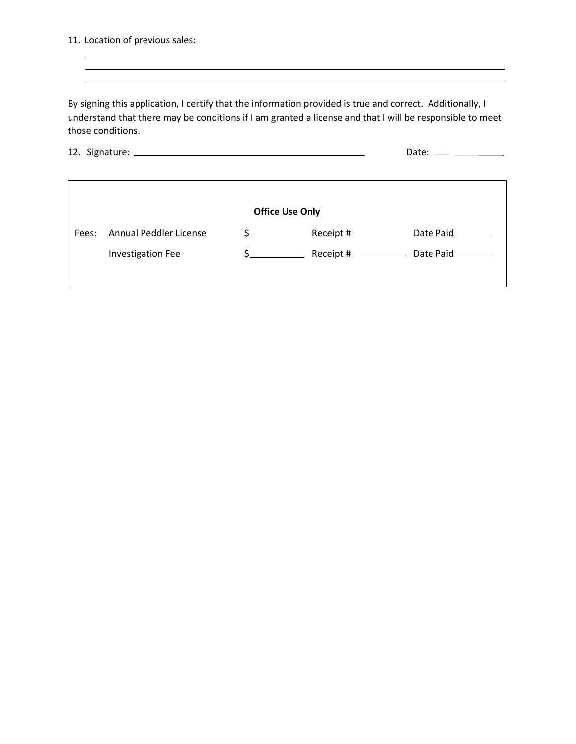11. Location of previous sales:

\_\_\_\_\_\_\_\_\_\_\_\_\_\_\_\_\_\_\_\_\_\_\_\_\_\_\_\_\_\_\_\_\_\_\_\_\_\_\_\_\_\_\_\_\_\_\_\_\_\_\_\_\_\_\_\_\_\_\_\_\_\_\_\_\_\_\_\_\_\_\_\_

\_\_\_\_\_\_\_\_\_\_\_\_\_\_\_\_\_\_\_\_\_\_\_\_\_\_\_\_\_\_\_\_\_\_\_\_\_\_\_\_\_\_\_\_\_\_\_\_\_\_\_\_\_\_\_\_\_\_\_\_\_\_\_\_\_\_\_\_\_\_\_\_

\_\_\_\_\_\_\_\_\_\_\_\_\_\_\_\_\_\_\_\_\_\_\_\_\_\_\_\_\_\_\_\_\_\_\_\_\_\_\_\_\_\_\_\_\_\_\_\_\_\_\_\_\_\_\_\_\_\_\_\_\_\_\_\_\_\_\_\_\_\_\_\_

By signing this application, I certify that the information provided is true and correct. Additionally, I understand that there may be conditions if I am granted a license and that I will be responsible to meet those conditions.

12. Signature: \_\_\_\_\_\_\_\_\_\_\_\_\_\_\_\_\_\_\_\_\_\_\_\_\_\_\_\_\_\_\_\_\_\_\_\_\_\_\_\_ Date: \_\_\_\_\_\_\_\_\_\_\_\_\_\_

**Office Use Only**

| Fees: | | | | |
|---|---|---|---|---|
| | Annual Peddler License | $ \_\_\_\_\_\_\_\_\_\_ | Receipt # \_\_\_\_\_\_\_\_\_\_ | Date Paid \_\_\_\_\_\_\_ |
| | Investigation Fee | $ \_\_\_\_\_\_\_\_\_\_ | Receipt # \_\_\_\_\_\_\_\_\_\_ | Date Paid \_\_\_\_\_\_\_ |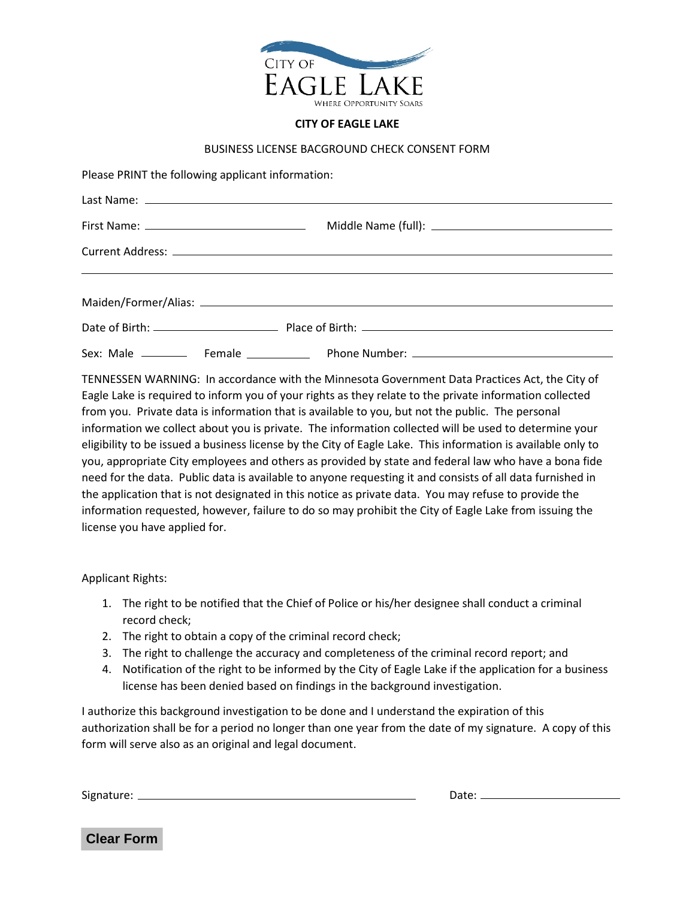CITY OF EAGLE LAKE

WHERE OPPORTUNITY SOARS

**CITY OF EAGLE LAKE**

BUSINESS LICENSE BACGROUND CHECK CONSENT FORM

Please PRINT the following applicant information:

Last Name: ______________________________________________

First Name: ____________________ Middle Name (full): ____________________

Current Address: ______________________________________________

______________________________________________

Maiden/Former/Alias: ______________________________________________

Date of Birth: ____________________ Place of Birth: ____________________

Sex: Male ________ Female ________ Phone Number: ____________________

TENNESSEN WARNING: In accordance with the Minnesota Government Data Practices Act, the City of Eagle Lake is required to inform you of your rights as they relate to the private information collected from you. Private data is information that is available to you, but not the public. The personal information we collect about you is private. The information collected will be used to determine your eligibility to be issued a business license by the City of Eagle Lake. This information is available only to you, appropriate City employees and others as provided by state and federal law who have a bona fide need for the data. Public data is available to anyone requesting it and consists of all data furnished in the application that is not designated in this notice as private data. You may refuse to provide the information requested, however, failure to do so may prohibit the City of Eagle Lake from issuing the license you have applied for.

Applicant Rights:

1. The right to be notified that the Chief of Police or his/her designee shall conduct a criminal record check;
2. The right to obtain a copy of the criminal record check;
3. The right to challenge the accuracy and completeness of the criminal record report; and
4. Notification of the right to be informed by the City of Eagle Lake if the application for a business license has been denied based on findings in the background investigation.

I authorize this background investigation to be done and I understand the expiration of this authorization shall be for a period no longer than one year from the date of my signature. A copy of this form will serve also as an original and legal document.

Signature: ______________________________ Date: ____________________

**Clear Form**